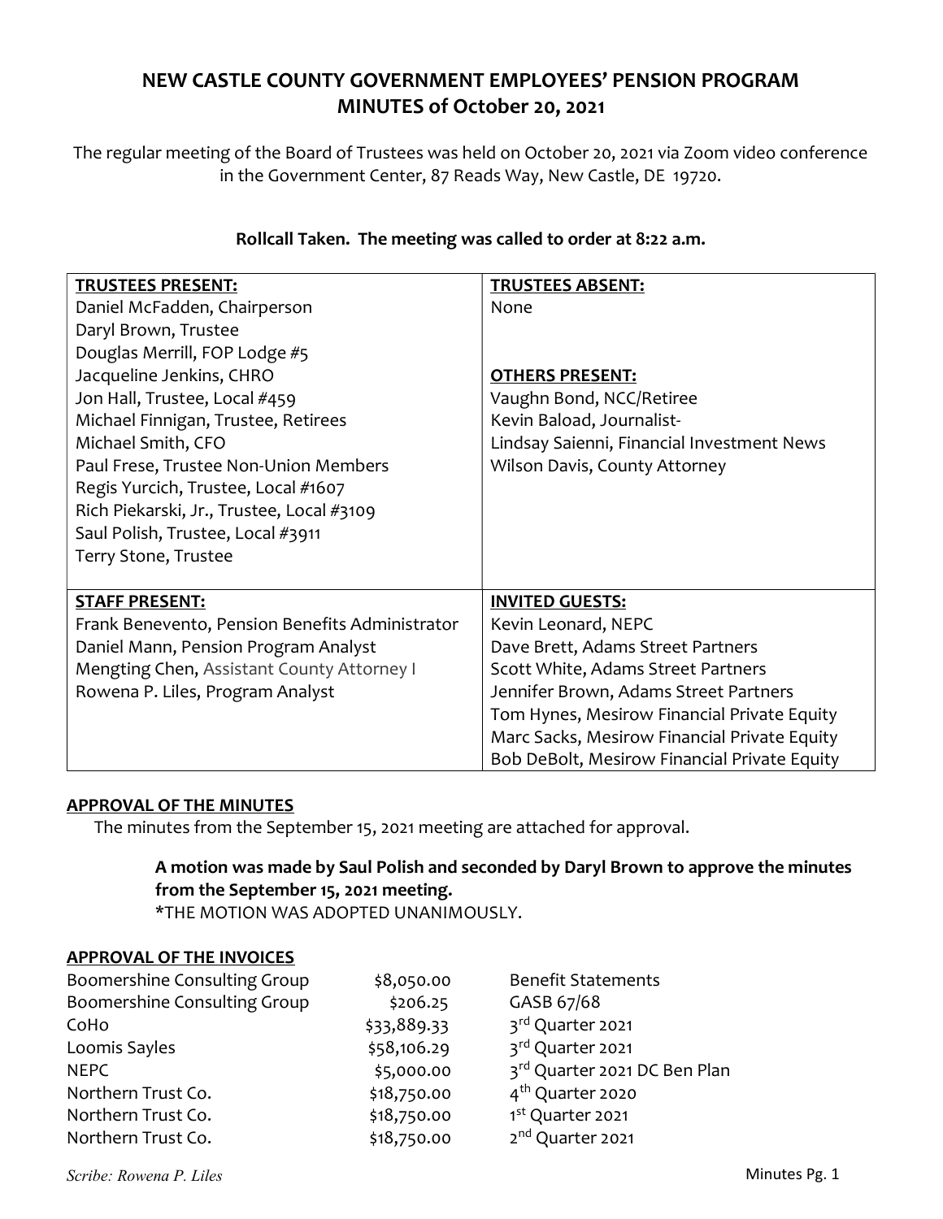# NEW CASTLE COUNTY GOVERNMENT EMPLOYEES' PENSION PROGRAM
# MINUTES of October 20, 2021

The regular meeting of the Board of Trustees was held on October 20, 2021 via Zoom video conference in the Government Center, 87 Reads Way, New Castle, DE 19720.

**Rollcall Taken. The meeting was called to order at 8:22 a.m.**

| **TRUSTEES PRESENT:** | **TRUSTEES ABSENT:** |
|---|---|
| Daniel McFadden, Chairperson | None |
| Daryl Brown, Trustee | |
| Douglas Merrill, FOP Lodge #5 | |
| Jacqueline Jenkins, CHRO | **OTHERS PRESENT:** |
| Jon Hall, Trustee, Local #459 | Vaughn Bond, NCC/Retiree |
| Michael Finnigan, Trustee, Retirees | Kevin Baload, Journalist- |
| Michael Smith, CFO | Lindsay Saienni, Financial Investment News |
| Paul Frese, Trustee Non-Union Members | Wilson Davis, County Attorney |
| Regis Yurcich, Trustee, Local #1607 | |
| Rich Piekarski, Jr., Trustee, Local #3109 | |
| Saul Polish, Trustee, Local #3911 | |
| Terry Stone, Trustee | |
| **STAFF PRESENT:** | **INVITED GUESTS:** |
| Frank Benevento, Pension Benefits Administrator | Kevin Leonard, NEPC |
| Daniel Mann, Pension Program Analyst | Dave Brett, Adams Street Partners |
| Mengting Chen, Assistant County Attorney I | Scott White, Adams Street Partners |
| Rowena P. Liles, Program Analyst | Jennifer Brown, Adams Street Partners |
| | Tom Hynes, Mesirow Financial Private Equity |
| | Marc Sacks, Mesirow Financial Private Equity |
| | Bob DeBolt, Mesirow Financial Private Equity |

## APPROVAL OF THE MINUTES

The minutes from the September 15, 2021 meeting are attached for approval.

> **A motion was made by Saul Polish and seconded by Daryl Brown to approve the minutes from the September 15, 2021 meeting.**
> *THE MOTION WAS ADOPTED UNANIMOUSLY.

## APPROVAL OF THE INVOICES

| | | |
|---|---|---|
| Boomershine Consulting Group | $8,050.00 | Benefit Statements |
| Boomershine Consulting Group | $206.25 | GASB 67/68 |
| CoHo | $33,889.33 | 3rd Quarter 2021 |
| Loomis Sayles | $58,106.29 | 3rd Quarter 2021 |
| NEPC | $5,000.00 | 3rd Quarter 2021 DC Ben Plan |
| Northern Trust Co. | $18,750.00 | 4th Quarter 2020 |
| Northern Trust Co. | $18,750.00 | 1st Quarter 2021 |
| Northern Trust Co. | $18,750.00 | 2nd Quarter 2021 |

*Scribe: Rowena P. Liles*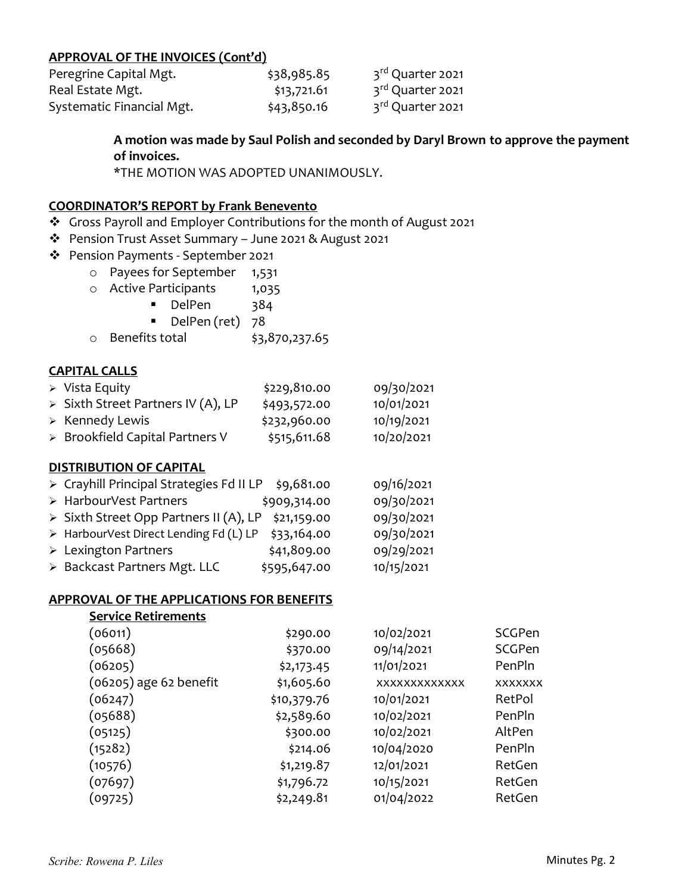## APPROVAL OF THE INVOICES (Cont'd)

| | | |
|---|---|---|
| Peregrine Capital Mgt. | $38,985.85 | 3rd Quarter 2021 |
| Real Estate Mgt. | $13,721.61 | 3rd Quarter 2021 |
| Systematic Financial Mgt. | $43,850.16 | 3rd Quarter 2021 |

> **A motion was made by Saul Polish and seconded by Daryl Brown to approve the payment of invoices.**
> *THE MOTION WAS ADOPTED UNANIMOUSLY.

## COORDINATOR'S REPORT by Frank Benevento

- Gross Payroll and Employer Contributions for the month of August 2021
- Pension Trust Asset Summary – June 2021 & August 2021
- Pension Payments - September 2021
  - Payees for September 1,531
  - Active Participants 1,035
    - DelPen 384
    - DelPen (ret) 78
  - Benefits total $3,870,237.65

## CAPITAL CALLS

| | | |
|---|---|---|
| Vista Equity | $229,810.00 | 09/30/2021 |
| Sixth Street Partners IV (A), LP | $493,572.00 | 10/01/2021 |
| Kennedy Lewis | $232,960.00 | 10/19/2021 |
| Brookfield Capital Partners V | $515,611.68 | 10/20/2021 |

## DISTRIBUTION OF CAPITAL

| | | |
|---|---|---|
| Crayhill Principal Strategies Fd II LP | $9,681.00 | 09/16/2021 |
| HarbourVest Partners | $909,314.00 | 09/30/2021 |
| Sixth Street Opp Partners II (A), LP | $21,159.00 | 09/30/2021 |
| HarbourVest Direct Lending Fd (L) LP | $33,164.00 | 09/30/2021 |
| Lexington Partners | $41,809.00 | 09/29/2021 |
| Backcast Partners Mgt. LLC | $595,647.00 | 10/15/2021 |

## APPROVAL OF THE APPLICATIONS FOR BENEFITS

### Service Retirements

| | | | |
|---|---|---|---|
| (06011) | $290.00 | 10/02/2021 | SCGPen |
| (05668) | $370.00 | 09/14/2021 | SCGPen |
| (06205) | $2,173.45 | 11/01/2021 | PenPln |
| (06205) age 62 benefit | $1,605.60 | xxxxxxxxxxxx | xxxxxxx |
| (06247) | $10,379.76 | 10/01/2021 | RetPol |
| (05688) | $2,589.60 | 10/02/2021 | PenPln |
| (05125) | $300.00 | 10/02/2021 | AltPen |
| (15282) | $214.06 | 10/04/2020 | PenPln |
| (10576) | $1,219.87 | 12/01/2021 | RetGen |
| (07697) | $1,796.72 | 10/15/2021 | RetGen |
| (09725) | $2,249.81 | 01/04/2022 | RetGen |

*Scribe: Rowena P. Liles*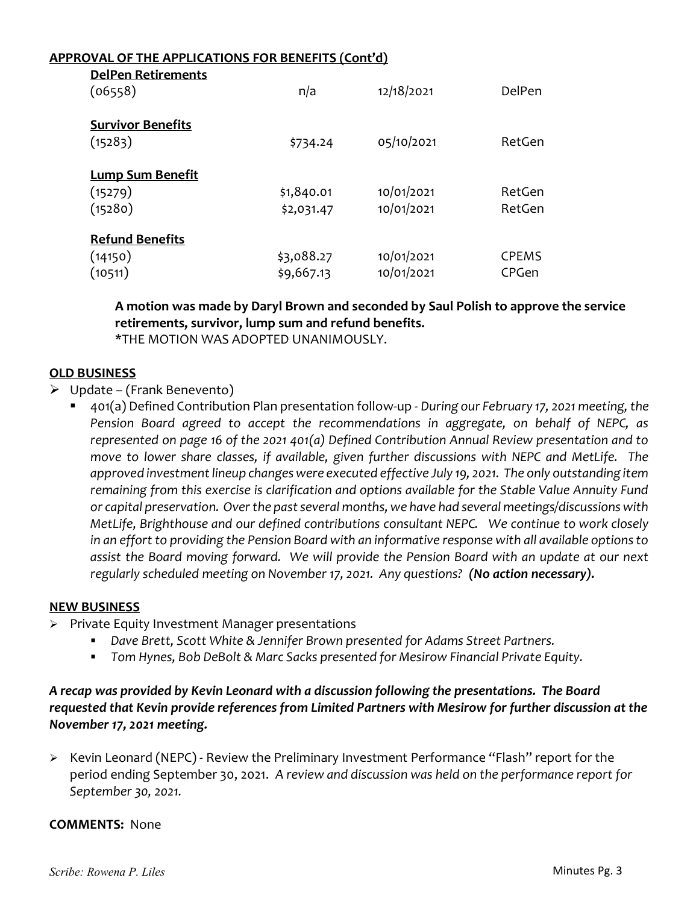**APPROVAL OF THE APPLICATIONS FOR BENEFITS (Cont'd)**

| | | | |
|---|---|---|---|
| **DelPen Retirements** | | | |
| (06558) | n/a | 12/18/2021 | DelPen |
| **Survivor Benefits** | | | |
| (15283) | $734.24 | 05/10/2021 | RetGen |
| **Lump Sum Benefit** | | | |
| (15279) | $1,840.01 | 10/01/2021 | RetGen |
| (15280) | $2,031.47 | 10/01/2021 | RetGen |
| **Refund Benefits** | | | |
| (14150) | $3,088.27 | 10/01/2021 | CPEMS |
| (10511) | $9,667.13 | 10/01/2021 | CPGen |

**A motion was made by Daryl Brown and seconded by Saul Polish to approve the service retirements, survivor, lump sum and refund benefits.**
*THE MOTION WAS ADOPTED UNANIMOUSLY.

**OLD BUSINESS**

- Update – (Frank Benevento)
  - 401(a) Defined Contribution Plan presentation follow-up - *During our February 17, 2021 meeting, the Pension Board agreed to accept the recommendations in aggregate, on behalf of NEPC, as represented on page 16 of the 2021 401(a) Defined Contribution Annual Review presentation and to move to lower share classes, if available, given further discussions with NEPC and MetLife. The approved investment lineup changes were executed effective July 19, 2021. The only outstanding item remaining from this exercise is clarification and options available for the Stable Value Annuity Fund or capital preservation. Over the past several months, we have had several meetings/discussions with MetLife, Brighthouse and our defined contributions consultant NEPC. We continue to work closely in an effort to providing the Pension Board with an informative response with all available options to assist the Board moving forward. We will provide the Pension Board with an update at our next regularly scheduled meeting on November 17, 2021. Any questions?* ***(No action necessary).***

**NEW BUSINESS**

- Private Equity Investment Manager presentations
  - *Dave Brett, Scott White & Jennifer Brown presented for Adams Street Partners.*
  - *Tom Hynes, Bob DeBolt & Marc Sacks presented for Mesirow Financial Private Equity.*

***A recap was provided by Kevin Leonard with a discussion following the presentations. The Board requested that Kevin provide references from Limited Partners with Mesirow for further discussion at the November 17, 2021 meeting.***

- Kevin Leonard (NEPC) - Review the Preliminary Investment Performance "Flash" report for the period ending September 30, 2021. *A review and discussion was held on the performance report for September 30, 2021.*

**COMMENTS:** None

*Scribe: Rowena P. Liles*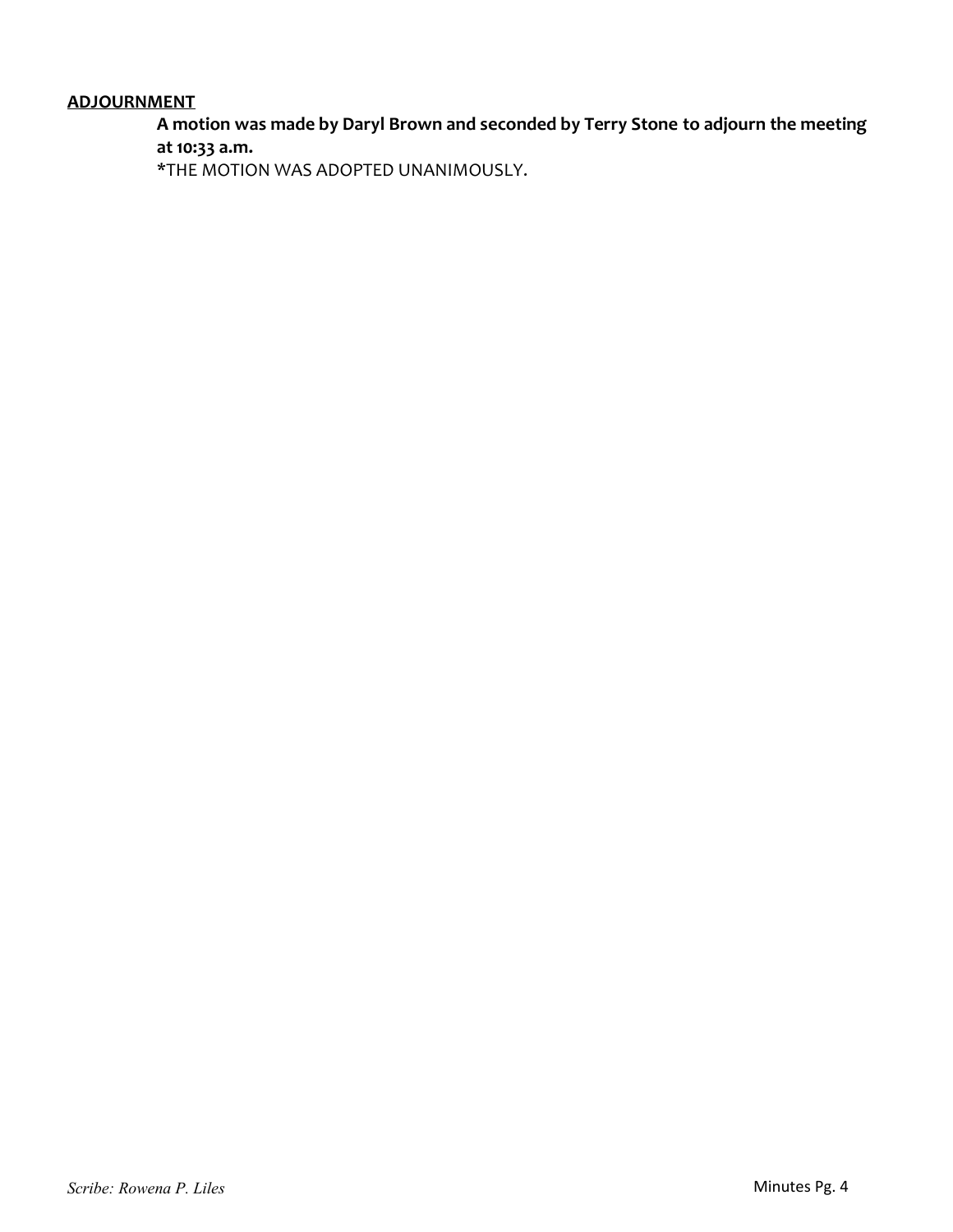**<u>ADJOURNMENT</u>**

**A motion was made by Daryl Brown and seconded by Terry Stone to adjourn the meeting at 10:33 a.m.**

*THE MOTION WAS ADOPTED UNANIMOUSLY.

*Scribe: Rowena P. Liles*